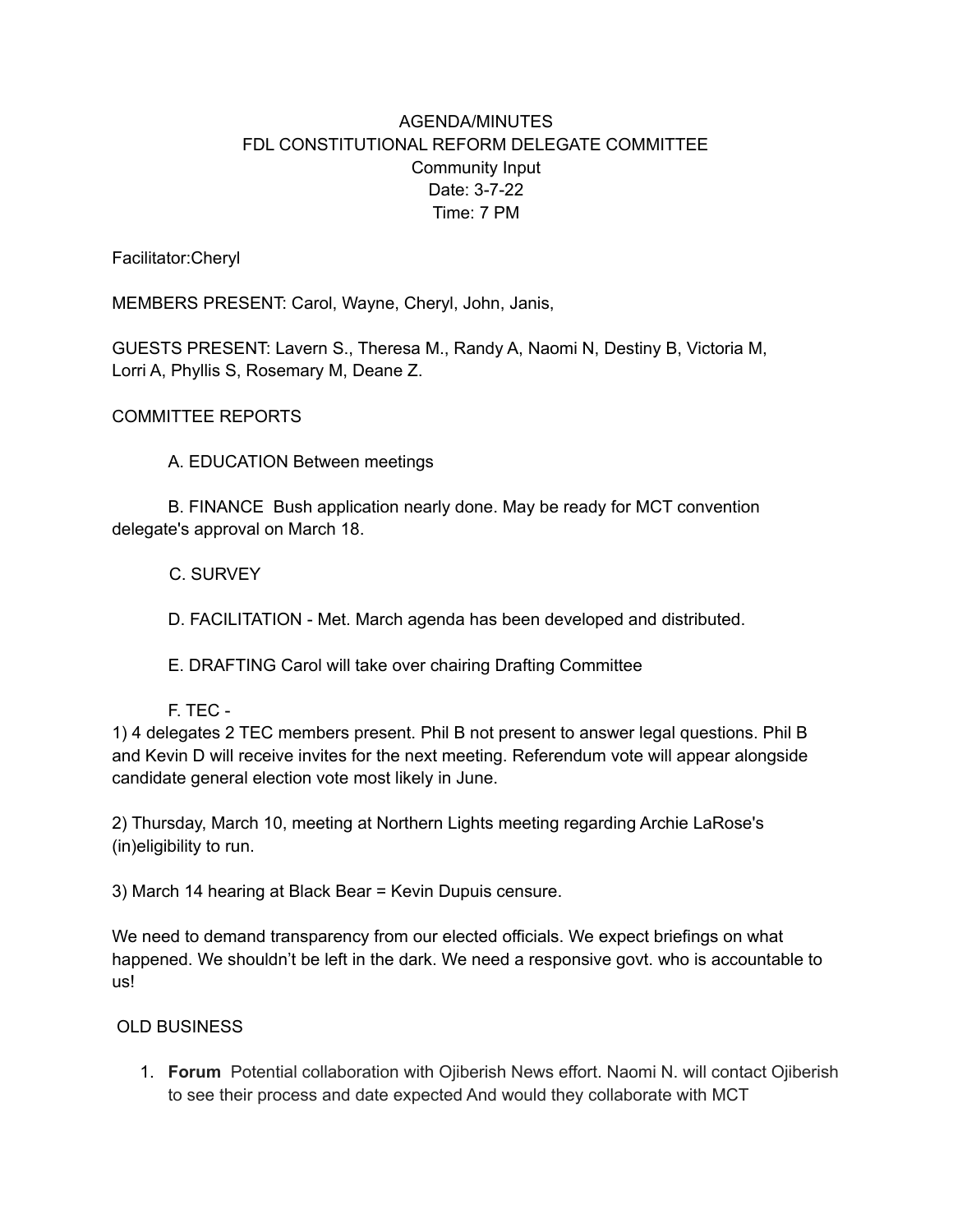# AGENDA/MINUTES
## FDL CONSTITUTIONAL REFORM DELEGATE COMMITTEE
### Community Input
Date: 3-7-22
Time: 7 PM

Facilitator:Cheryl

MEMBERS PRESENT: Carol, Wayne, Cheryl, John, Janis,

GUESTS PRESENT: Lavern S., Theresa M., Randy A, Naomi N, Destiny B, Victoria M, Lorri A, Phyllis S, Rosemary M, Deane Z.

COMMITTEE REPORTS

A. EDUCATION Between meetings

B. FINANCE Bush application nearly done. May be ready for MCT convention delegate's approval on March 18.

C. SURVEY

D. FACILITATION - Met. March agenda has been developed and distributed.

E. DRAFTING Carol will take over chairing Drafting Committee

F. TEC -

1) 4 delegates 2 TEC members present. Phil B not present to answer legal questions. Phil B and Kevin D will receive invites for the next meeting. Referendum vote will appear alongside candidate general election vote most likely in June.

2) Thursday, March 10, meeting at Northern Lights meeting regarding Archie LaRose's (in)eligibility to run.

3) March 14 hearing at Black Bear = Kevin Dupuis censure.

We need to demand transparency from our elected officials. We expect briefings on what happened. We shouldn't be left in the dark. We need a responsive govt. who is accountable to us!

OLD BUSINESS

1. **Forum** Potential collaboration with Ojiberish News effort. Naomi N. will contact Ojiberish to see their process and date expected And would they collaborate with MCT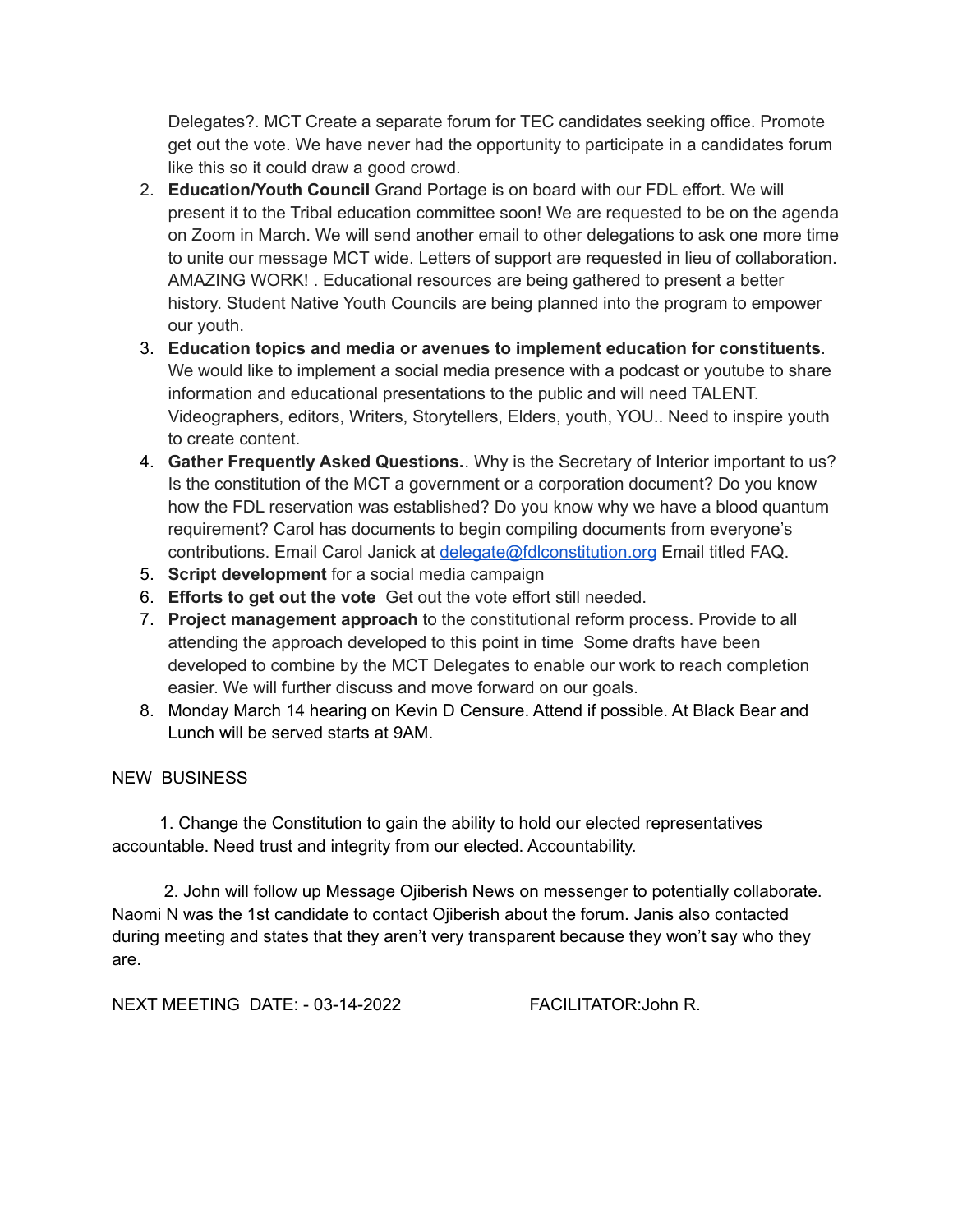Delegates?. MCT Create a separate forum for TEC candidates seeking office. Promote get out the vote. We have never had the opportunity to participate in a candidates forum like this so it could draw a good crowd.

2. **Education/Youth Council** Grand Portage is on board with our FDL effort. We will present it to the Tribal education committee soon! We are requested to be on the agenda on Zoom in March. We will send another email to other delegations to ask one more time to unite our message MCT wide. Letters of support are requested in lieu of collaboration. AMAZING WORK! . Educational resources are being gathered to present a better history. Student Native Youth Councils are being planned into the program to empower our youth.
3. **Education topics and media or avenues to implement education for constituents**. We would like to implement a social media presence with a podcast or youtube to share information and educational presentations to the public and will need TALENT. Videographers, editors, Writers, Storytellers, Elders, youth, YOU.. Need to inspire youth to create content.
4. **Gather Frequently Asked Questions.**. Why is the Secretary of Interior important to us? Is the constitution of the MCT a government or a corporation document? Do you know how the FDL reservation was established? Do you know why we have a blood quantum requirement? Carol has documents to begin compiling documents from everyone's contributions. Email Carol Janick at delegate@fdlconstitution.org Email titled FAQ.
5. **Script development** for a social media campaign
6. **Efforts to get out the vote** Get out the vote effort still needed.
7. **Project management approach** to the constitutional reform process. Provide to all attending the approach developed to this point in time Some drafts have been developed to combine by the MCT Delegates to enable our work to reach completion easier. We will further discuss and move forward on our goals.
8. Monday March 14 hearing on Kevin D Censure. Attend if possible. At Black Bear and Lunch will be served starts at 9AM.

NEW BUSINESS

1. Change the Constitution to gain the ability to hold our elected representatives accountable. Need trust and integrity from our elected. Accountability.

2. John will follow up Message Ojiberish News on messenger to potentially collaborate. Naomi N was the 1st candidate to contact Ojiberish about the forum. Janis also contacted during meeting and states that they aren't very transparent because they won't say who they are.

NEXT MEETING DATE: - 03-14-2022 FACILITATOR:John R.